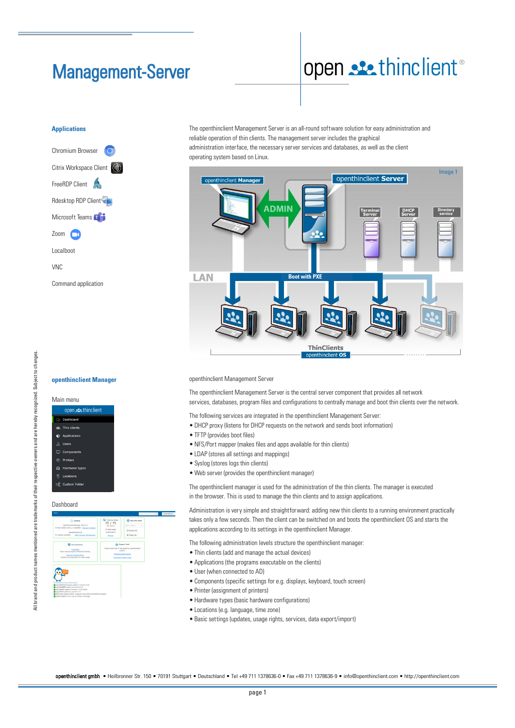# Management-Server

open thinclient®

## Applications

- Chromium Browser
- Citrix Workspace Client
- FreeRDP Client
- Rdesktop RDP Client
- Microsoft Teams
- Zoom
- Localboot
- VNC
- Command application

The openthinclient Management Server is an all-round software solution for easy administration and reliable operation of thin clients. The management server includes the graphical administration interface, the necessary server services and databases, as well as the client operating system based on Linux.

## openthinclient Manager

Main menu

Dashboard

openthinclient Management Server

The openthinclient Management Server is the central server component that provides all network services, databases, program files and configurations to centrally manage and boot thin clients over the network.

The following services are integrated in the openthinclient Management Server:

- DHCP proxy (listens for DHCP requests on the network and sends boot information)
- TFTP (provides boot files)
- NFS/Port mapper (makes files and apps available for thin clients)
- LDAP (stores all settings and mappings)
- Syslog (stores logs thin clients)
- Web server (provides the openthinclient manager)

The openthinclient manager is used for the administration of the thin clients. The manager is executed in the browser. This is used to manage the thin clients and to assign applications.

Administration is very simple and straightforward: adding new thin clients to a running environment practically takes only a few seconds. Then the client can be switched on and boots the openthinclient OS and starts the applications according to its settings in the openthinclient Manager.

The following administration levels structure the openthinclient manager:

- Thin clients (add and manage the actual devices)
- Applications (the programs executable on the clients)
- User (when connected to AD)
- Components (specific settings for e.g. displays, keyboard, touch screen)
- Printer (assignment of printers)
- Hardware types (basic hardware configurations)
- Locations (e.g. language, time zone)
- Basic settings (updates, usage rights, services, data export/import)

All brand and product names mentioned are trademarks of their respective owners and are hereby recognized. Subject to changes.

openthinclient gmbh • Heilbronner Str. 150 • 70191 Stuttgart • Deutschland • Tel +49 711 1378636-0 • Fax +49 711 1378636-9 • info@openthinclient.com • http://openthinclient.com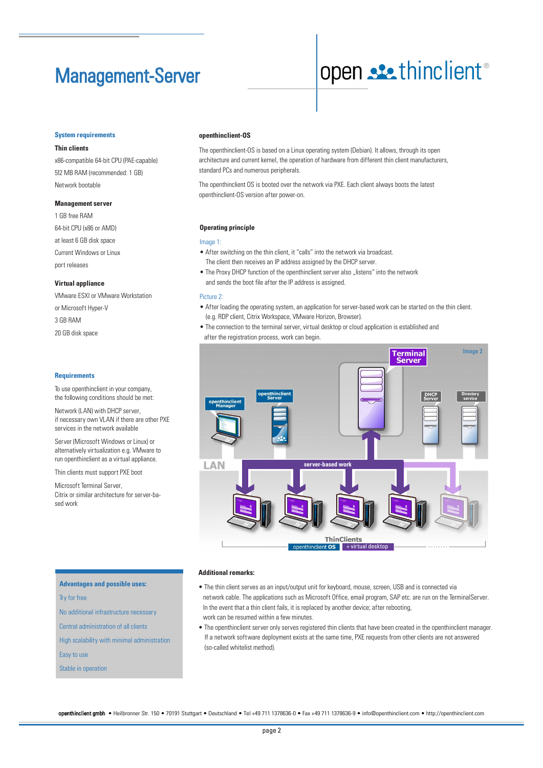# Management-Server

open thinclient®

## System requirements

**Thin clients**

x86-compatible 64-bit CPU (PAE-capable)

512 MB RAM (recommended: 1 GB)

Network bootable

**Management server**

1 GB free RAM

64-bit CPU (x86 or AMD)

at least 6 GB disk space

Current Windows or Linux

port releases

**Virtual appliance**

VMware ESXI or VMware Workstation

or Microsoft Hyper-V

3 GB RAM

20 GB disk space

## Requirements

To use openthinclient in your company, the following conditions should be met:

Network (LAN) with DHCP server, if necessary own VLAN if there are other PXE services in the network available

Server (Microsoft Windows or Linux) or alternatively virtualization e.g. VMware to run openthinclient as a virtual appliance.

Thin clients must support PXE boot

Microsoft Terminal Server, Citrix or similar architecture for server-based work

## Advantages and possible uses:

Try for free

No additional infrastructure necessary

Central administration of all clients

High scalability with minimal administration

Easy to use

Stable in operation

## openthinclient-OS

The openthinclient-OS is based on a Linux operating system (Debian). It allows, through its open architecture and current kernel, the operation of hardware from different thin client manufacturers, standard PCs and numerous peripherals.

The openthinclient OS is booted over the network via PXE. Each client always boots the latest openthinclient-OS version after power-on.

## Operating principle

Image 1:

- After switching on the thin client, it "calls" into the network via broadcast. The client then receives an IP address assigned by the DHCP server.
- The Proxy DHCP function of the openthinclient server also „listens" into the network and sends the boot file after the IP address is assigned.

Picture 2:

- After loading the operating system, an application for server-based work can be started on the thin client. (e.g. RDP client, Citrix Workspace, VMware Horizon, Browser).
- The connection to the terminal server, virtual desktop or cloud application is established and after the registration process, work can begin.

Image 2

Terminal Server

openthinclient Manager

openthinclient Server

DHCP Server

Directory service

LAN

server-based work

ThinClients

openthinclient OS + virtual desktop

## Additional remarks:

- The thin client serves as an input/output unit for keyboard, mouse, screen, USB and is connected via network cable. The applications such as Microsoft Office, email program, SAP etc. are run on the TerminalServer. In the event that a thin client fails, it is replaced by another device; after rebooting, work can be resumed within a few minutes.
- The openthinclient server only serves registered thin clients that have been created in the openthinclient manager. If a network software deployment exists at the same time, PXE requests from other clients are not answered (so-called whitelist method).

**openthinclient gmbh** • Heilbronner Str. 150 • 70191 Stuttgart • Deutschland • Tel +49 711 1378636-0 • Fax +49 711 1378636-9 • info@openthinclient.com • http://openthinclient.com